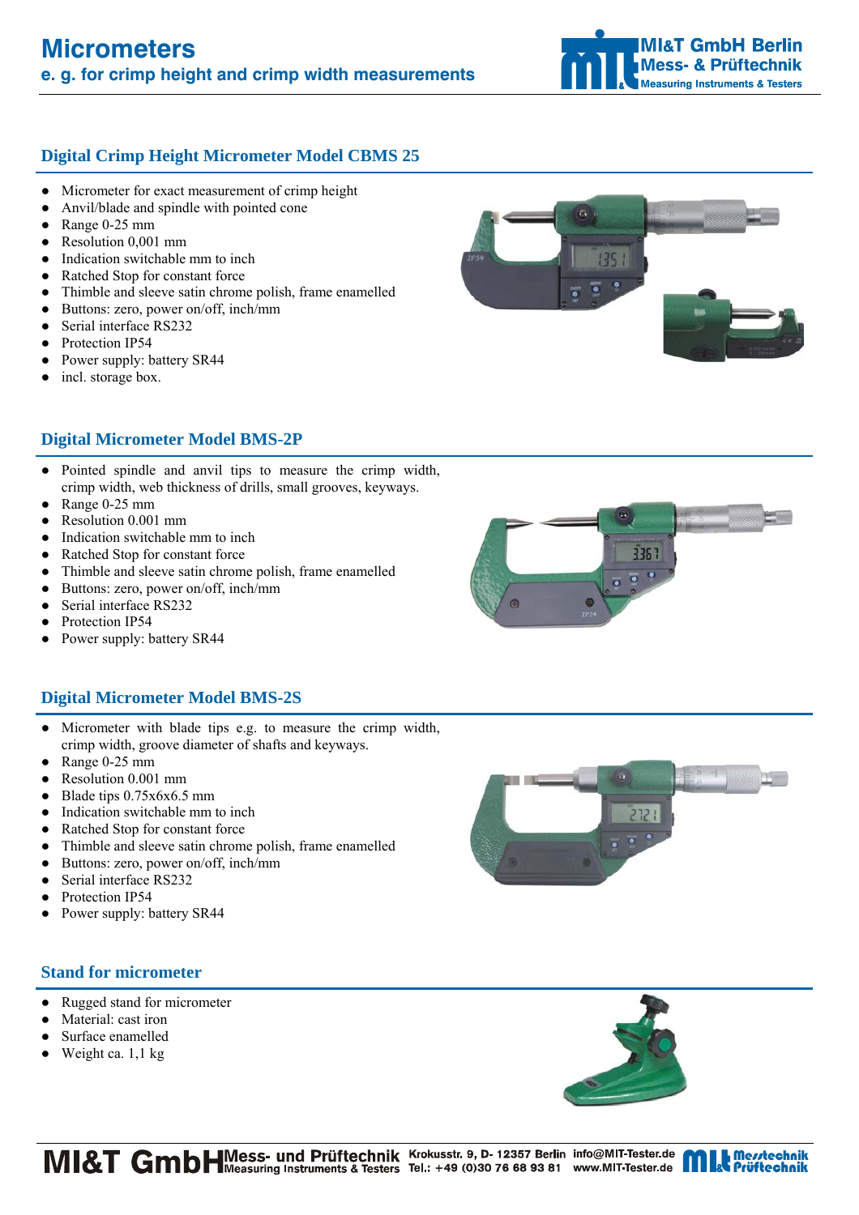# Micrometers

**e. g. for crimp height and crimp width measurements**

## Digital Crimp Height Micrometer Model CBMS 25

- Micrometer for exact measurement of crimp height
- Anvil/blade and spindle with pointed cone
- Range 0-25 mm
- Resolution 0,001 mm
- Indication switchable mm to inch
- Ratched Stop for constant force
- Thimble and sleeve satin chrome polish, frame enamelled
- Buttons: zero, power on/off, inch/mm
- Serial interface RS232
- Protection IP54
- Power supply: battery SR44
- incl. storage box.

## Digital Micrometer Model BMS-2P

- Pointed spindle and anvil tips to measure the crimp width, crimp width, web thickness of drills, small grooves, keyways.
- Range 0-25 mm
- Resolution 0.001 mm
- Indication switchable mm to inch
- Ratched Stop for constant force
- Thimble and sleeve satin chrome polish, frame enamelled
- Buttons: zero, power on/off, inch/mm
- Serial interface RS232
- Protection IP54
- Power supply: battery SR44

## Digital Micrometer Model BMS-2S

- Micrometer with blade tips e.g. to measure the crimp width, crimp width, groove diameter of shafts and keyways.
- Range 0-25 mm
- Resolution 0.001 mm
- Blade tips 0.75x6x6.5 mm
- Indication switchable mm to inch
- Ratched Stop for constant force
- Thimble and sleeve satin chrome polish, frame enamelled
- Buttons: zero, power on/off, inch/mm
- Serial interface RS232
- Protection IP54
- Power supply: battery SR44

## Stand for micrometer

- Rugged stand for micrometer
- Material: cast iron
- Surface enamelled
- Weight ca. 1,1 kg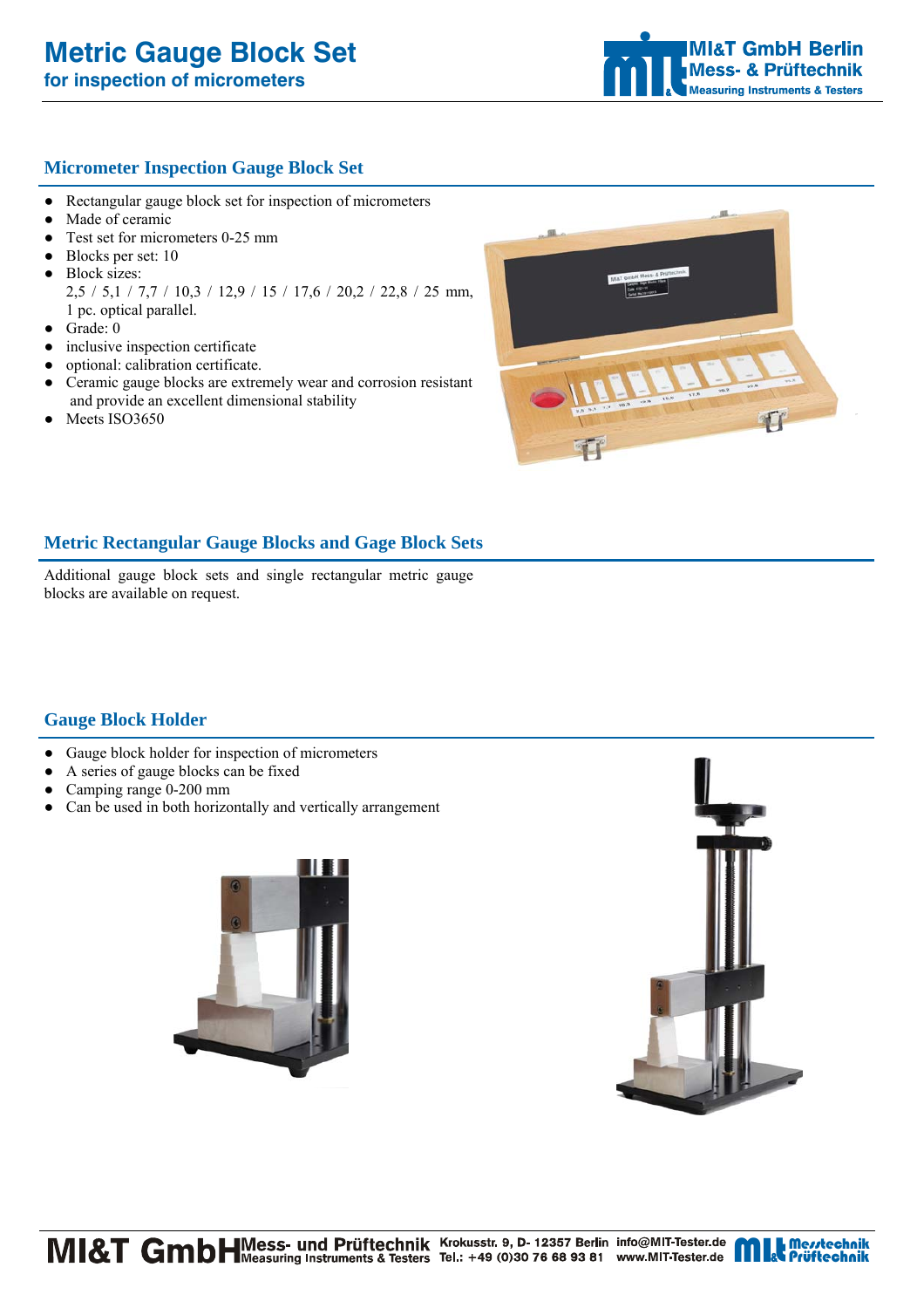# Metric Gauge Block Set
## for inspection of micrometers

## Micrometer Inspection Gauge Block Set

- Rectangular gauge block set for inspection of micrometers
- Made of ceramic
- Test set for micrometers 0-25 mm
- Blocks per set: 10
- Block sizes:
  2,5 / 5,1 / 7,7 / 10,3 / 12,9 / 15 / 17,6 / 20,2 / 22,8 / 25 mm,
  1 pc. optical parallel.
- Grade: 0
- inclusive inspection certificate
- optional: calibration certificate.
- Ceramic gauge blocks are extremely wear and corrosion resistant and provide an excellent dimensional stability
- Meets ISO3650

## Metric Rectangular Gauge Blocks and Gage Block Sets

Additional gauge block sets and single rectangular metric gauge blocks are available on request.

## Gauge Block Holder

- Gauge block holder for inspection of micrometers
- A series of gauge blocks can be fixed
- Camping range 0-200 mm
- Can be used in both horizontally and vertically arrangement